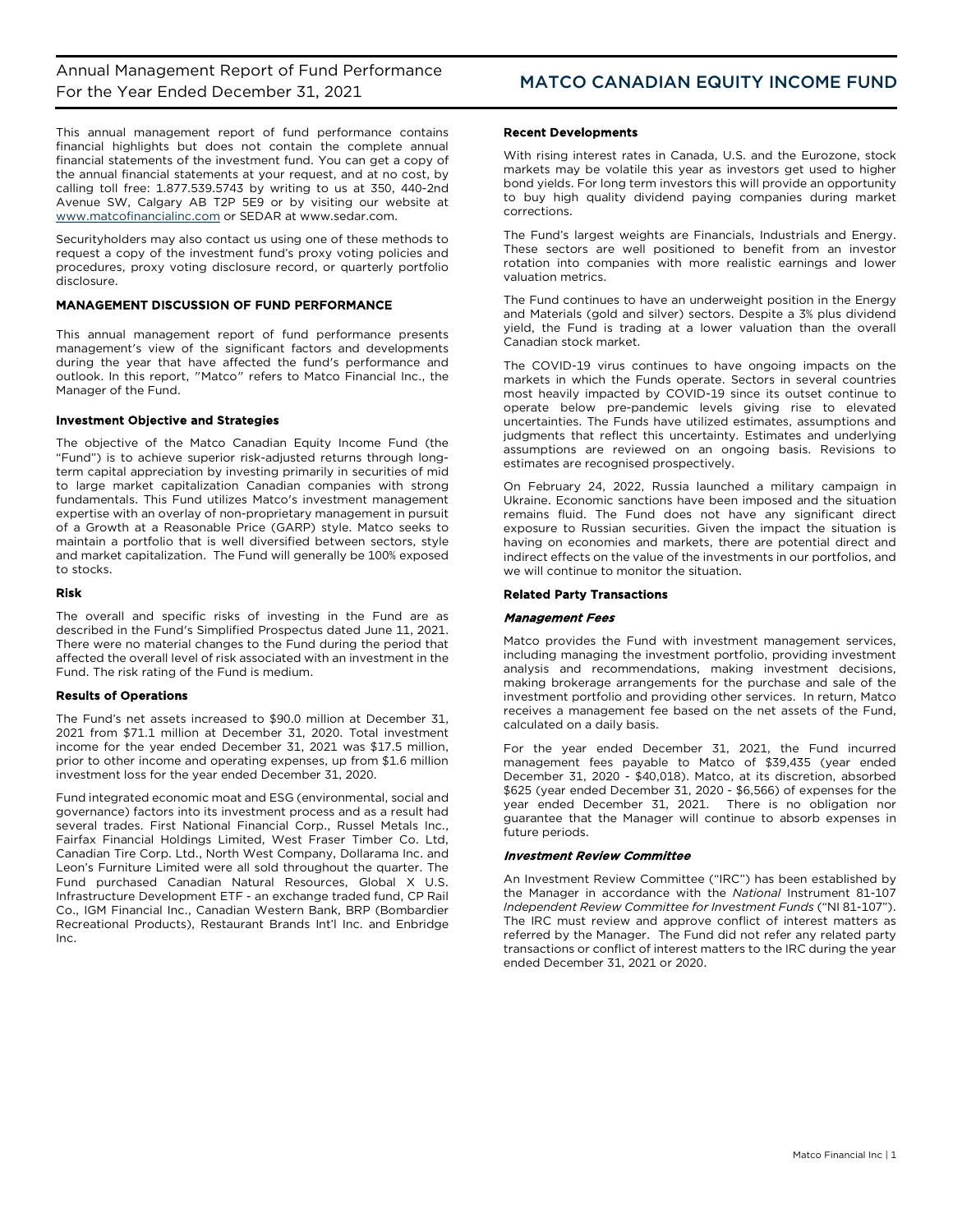# Annual Management Report of Fund Performance For the Year Ended December 31, 2021

# MATCO CANADIAN EQUITY INCOME FUND

This annual management report of fund performance contains financial highlights but does not contain the complete annual financial statements of the investment fund. You can get a copy of the annual financial statements at your request, and at no cost, by calling toll free: 1.877.539.5743 by writing to us at 350, 440-2nd Avenue SW, Calgary AB T2P 5E9 or by visiting our website at www.matcofinancialinc.com or SEDAR at www.sedar.com.

Securityholders may also contact us using one of these methods to request a copy of the investment fund's proxy voting policies and procedures, proxy voting disclosure record, or quarterly portfolio disclosure.

## MANAGEMENT DISCUSSION OF FUND PERFORMANCE

This annual management report of fund performance presents management's view of the significant factors and developments during the year that have affected the fund's performance and outlook. In this report, "Matco" refers to Matco Financial Inc., the Manager of the Fund.

### Investment Objective and Strategies

The objective of the Matco Canadian Equity Income Fund (the "Fund") is to achieve superior risk-adjusted returns through long-term capital appreciation by investing primarily in securities of mid to large market capitalization Canadian companies with strong fundamentals. This Fund utilizes Matco's investment management expertise with an overlay of non-proprietary management in pursuit of a Growth at a Reasonable Price (GARP) style. Matco seeks to maintain a portfolio that is well diversified between sectors, style and market capitalization. The Fund will generally be 100% exposed to stocks.

### Risk

The overall and specific risks of investing in the Fund are as described in the Fund's Simplified Prospectus dated June 11, 2021. There were no material changes to the Fund during the period that affected the overall level of risk associated with an investment in the Fund. The risk rating of the Fund is medium.

### Results of Operations

The Fund's net assets increased to $90.0 million at December 31, 2021 from $71.1 million at December 31, 2020. Total investment income for the year ended December 31, 2021 was $17.5 million, prior to other income and operating expenses, up from $1.6 million investment loss for the year ended December 31, 2020.

Fund integrated economic moat and ESG (environmental, social and governance) factors into its investment process and as a result had several trades. First National Financial Corp., Russel Metals Inc., Fairfax Financial Holdings Limited, West Fraser Timber Co. Ltd, Canadian Tire Corp. Ltd., North West Company, Dollarama Inc. and Leon's Furniture Limited were all sold throughout the quarter. The Fund purchased Canadian Natural Resources, Global X U.S. Infrastructure Development ETF - an exchange traded fund, CP Rail Co., IGM Financial Inc., Canadian Western Bank, BRP (Bombardier Recreational Products), Restaurant Brands Int'l Inc. and Enbridge Inc.

### Recent Developments

With rising interest rates in Canada, U.S. and the Eurozone, stock markets may be volatile this year as investors get used to higher bond yields. For long term investors this will provide an opportunity to buy high quality dividend paying companies during market corrections.

The Fund's largest weights are Financials, Industrials and Energy. These sectors are well positioned to benefit from an investor rotation into companies with more realistic earnings and lower valuation metrics.

The Fund continues to have an underweight position in the Energy and Materials (gold and silver) sectors. Despite a 3% plus dividend yield, the Fund is trading at a lower valuation than the overall Canadian stock market.

The COVID-19 virus continues to have ongoing impacts on the markets in which the Funds operate. Sectors in several countries most heavily impacted by COVID-19 since its outset continue to operate below pre-pandemic levels giving rise to elevated uncertainties. The Funds have utilized estimates, assumptions and judgments that reflect this uncertainty. Estimates and underlying assumptions are reviewed on an ongoing basis. Revisions to estimates are recognised prospectively.

On February 24, 2022, Russia launched a military campaign in Ukraine. Economic sanctions have been imposed and the situation remains fluid. The Fund does not have any significant direct exposure to Russian securities. Given the impact the situation is having on economies and markets, there are potential direct and indirect effects on the value of the investments in our portfolios, and we will continue to monitor the situation.

### Related Party Transactions

#### *Management Fees*

Matco provides the Fund with investment management services, including managing the investment portfolio, providing investment analysis and recommendations, making investment decisions, making brokerage arrangements for the purchase and sale of the investment portfolio and providing other services. In return, Matco receives a management fee based on the net assets of the Fund, calculated on a daily basis.

For the year ended December 31, 2021, the Fund incurred management fees payable to Matco of $39,435 (year ended December 31, 2020 - $40,018). Matco, at its discretion, absorbed $625 (year ended December 31, 2020 - $6,566) of expenses for the year ended December 31, 2021. There is no obligation nor guarantee that the Manager will continue to absorb expenses in future periods.

#### *Investment Review Committee*

An Investment Review Committee ("IRC") has been established by the Manager in accordance with the *National* Instrument 81-107 *Independent Review Committee for Investment Funds* ("NI 81-107"). The IRC must review and approve conflict of interest matters as referred by the Manager. The Fund did not refer any related party transactions or conflict of interest matters to the IRC during the year ended December 31, 2021 or 2020.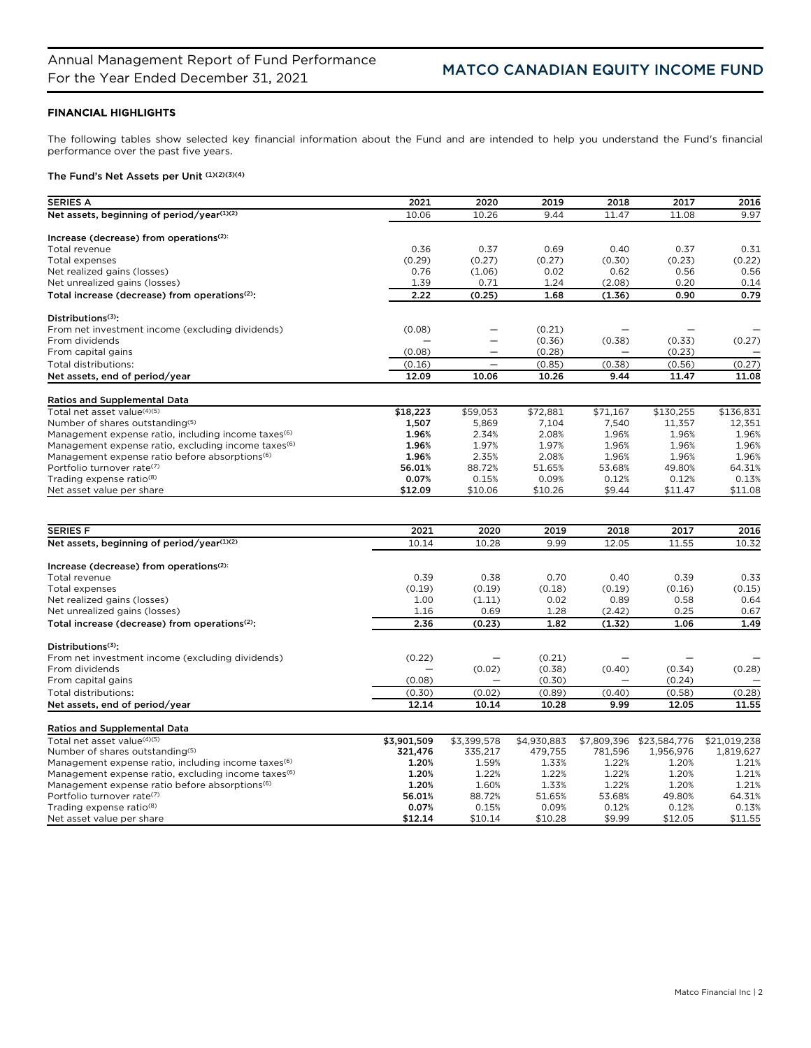## FINANCIAL HIGHLIGHTS

The following tables show selected key financial information about the Fund and are intended to help you understand the Fund's financial performance over the past five years.

### The Fund's Net Assets per Unit (1)(2)(3)(4)

| SERIES A | 2021 | 2020 | 2019 | 2018 | 2017 | 2016 |
|---|---|---|---|---|---|---|
| Net assets, beginning of period/year(1)(2) | 10.06 | 10.26 | 9.44 | 11.47 | 11.08 | 9.97 |
| **Increase (decrease) from operations(2):** | | | | | | |
| Total revenue | 0.36 | 0.37 | 0.69 | 0.40 | 0.37 | 0.31 |
| Total expenses | (0.29) | (0.27) | (0.27) | (0.30) | (0.23) | (0.22) |
| Net realized gains (losses) | 0.76 | (1.06) | 0.02 | 0.62 | 0.56 | 0.56 |
| Net unrealized gains (losses) | 1.39 | 0.71 | 1.24 | (2.08) | 0.20 | 0.14 |
| **Total increase (decrease) from operations(2):** | **2.22** | **(0.25)** | **1.68** | **(1.36)** | **0.90** | **0.79** |
| **Distributions(3):** | | | | | | |
| From net investment income (excluding dividends) | (0.08) | — | (0.21) | — | — | — |
| From dividends | — | — | (0.36) | (0.38) | (0.33) | (0.27) |
| From capital gains | (0.08) | — | (0.28) | — | (0.23) | — |
| Total distributions: | (0.16) | — | (0.85) | (0.38) | (0.56) | (0.27) |
| **Net assets, end of period/year** | **12.09** | **10.06** | **10.26** | **9.44** | **11.47** | **11.08** |
| **Ratios and Supplemental Data** | | | | | | |
| Total net asset value(4)(5) | **$18,223** | $59,053 | $72,881 | $71,167 | $130,255 | $136,831 |
| Number of shares outstanding(5) | **1,507** | 5,869 | 7,104 | 7,540 | 11,357 | 12,351 |
| Management expense ratio, including income taxes(6) | **1.96%** | 2.34% | 2.08% | 1.96% | 1.96% | 1.96% |
| Management expense ratio, excluding income taxes(6) | **1.96%** | 1.97% | 1.97% | 1.96% | 1.96% | 1.96% |
| Management expense ratio before absorptions(6) | **1.96%** | 2.35% | 2.08% | 1.96% | 1.96% | 1.96% |
| Portfolio turnover rate(7) | **56.01%** | 88.72% | 51.65% | 53.68% | 49.80% | 64.31% |
| Trading expense ratio(8) | **0.07%** | 0.15% | 0.09% | 0.12% | 0.12% | 0.13% |
| Net asset value per share | **$12.09** | $10.06 | $10.26 | $9.44 | $11.47 | $11.08 |

| SERIES F | 2021 | 2020 | 2019 | 2018 | 2017 | 2016 |
|---|---|---|---|---|---|---|
| Net assets, beginning of period/year(1)(2) | 10.14 | 10.28 | 9.99 | 12.05 | 11.55 | 10.32 |
| **Increase (decrease) from operations(2):** | | | | | | |
| Total revenue | 0.39 | 0.38 | 0.70 | 0.40 | 0.39 | 0.33 |
| Total expenses | (0.19) | (0.19) | (0.18) | (0.19) | (0.16) | (0.15) |
| Net realized gains (losses) | 1.00 | (1.11) | 0.02 | 0.89 | 0.58 | 0.64 |
| Net unrealized gains (losses) | 1.16 | 0.69 | 1.28 | (2.42) | 0.25 | 0.67 |
| **Total increase (decrease) from operations(2):** | **2.36** | **(0.23)** | **1.82** | **(1.32)** | **1.06** | **1.49** |
| **Distributions(3):** | | | | | | |
| From net investment income (excluding dividends) | (0.22) | — | (0.21) | — | — | — |
| From dividends | — | (0.02) | (0.38) | (0.40) | (0.34) | (0.28) |
| From capital gains | (0.08) | — | (0.30) | — | (0.24) | — |
| Total distributions: | (0.30) | (0.02) | (0.89) | (0.40) | (0.58) | (0.28) |
| **Net assets, end of period/year** | **12.14** | **10.14** | **10.28** | **9.99** | **12.05** | **11.55** |
| **Ratios and Supplemental Data** | | | | | | |
| Total net asset value(4)(5) | **$3,901,509** | $3,399,578 | $4,930,883 | $7,809,396 | $23,584,776 | $21,019,238 |
| Number of shares outstanding(5) | **321,476** | 335,217 | 479,755 | 781,596 | 1,956,976 | 1,819,627 |
| Management expense ratio, including income taxes(6) | **1.20%** | 1.59% | 1.33% | 1.22% | 1.20% | 1.21% |
| Management expense ratio, excluding income taxes(6) | **1.20%** | 1.22% | 1.22% | 1.22% | 1.20% | 1.21% |
| Management expense ratio before absorptions(6) | **1.20%** | 1.60% | 1.33% | 1.22% | 1.20% | 1.21% |
| Portfolio turnover rate(7) | **56.01%** | 88.72% | 51.65% | 53.68% | 49.80% | 64.31% |
| Trading expense ratio(8) | **0.07%** | 0.15% | 0.09% | 0.12% | 0.12% | 0.13% |
| Net asset value per share | **$12.14** | $10.14 | $10.28 | $9.99 | $12.05 | $11.55 |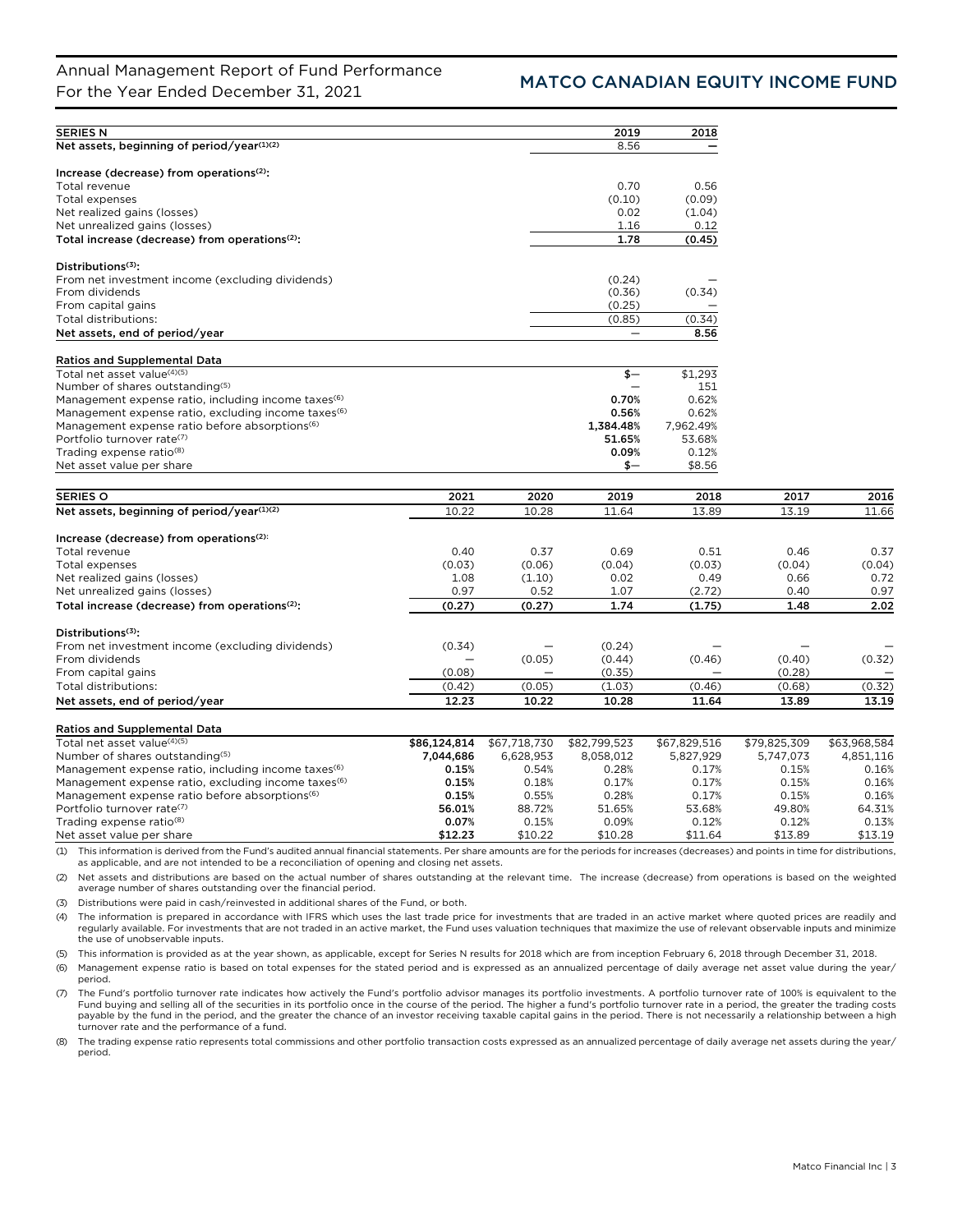| SERIES N | 2019 | 2018 |
|---|---|---|
| Net assets, beginning of period/year[(1)(2)] | 8.56 | – |
| **Increase (decrease) from operations[(2)]:** | | |
| Total revenue | 0.70 | 0.56 |
| Total expenses | (0.10) | (0.09) |
| Net realized gains (losses) | 0.02 | (1.04) |
| Net unrealized gains (losses) | 1.16 | 0.12 |
| **Total increase (decrease) from operations[(2)]:** | **1.78** | **(0.45)** |
| **Distributions[(3)]:** | | |
| From net investment income (excluding dividends) | (0.24) | – |
| From dividends | (0.36) | (0.34) |
| From capital gains | (0.25) | – |
| Total distributions: | (0.85) | (0.34) |
| **Net assets, end of period/year** | – | **8.56** |
| **Ratios and Supplemental Data** | | |
| Total net asset value[(4)(5)] | **$–** | $1,293 |
| Number of shares outstanding[(5)] | – | 151 |
| Management expense ratio, including income taxes[(6)] | **0.70%** | 0.62% |
| Management expense ratio, excluding income taxes[(6)] | **0.56%** | 0.62% |
| Management expense ratio before absorptions[(6)] | **1,384.48%** | 7,962.49% |
| Portfolio turnover rate[(7)] | **51.65%** | 53.68% |
| Trading expense ratio[(8)] | **0.09%** | 0.12% |
| Net asset value per share | **$–** | $8.56 |

| SERIES O | 2021 | 2020 | 2019 | 2018 | 2017 | 2016 |
|---|---|---|---|---|---|---|
| Net assets, beginning of period/year[(1)(2)] | 10.22 | 10.28 | 11.64 | 13.89 | 13.19 | 11.66 |
| **Increase (decrease) from operations[(2)]:** | | | | | | |
| Total revenue | 0.40 | 0.37 | 0.69 | 0.51 | 0.46 | 0.37 |
| Total expenses | (0.03) | (0.06) | (0.04) | (0.03) | (0.04) | (0.04) |
| Net realized gains (losses) | 1.08 | (1.10) | 0.02 | 0.49 | 0.66 | 0.72 |
| Net unrealized gains (losses) | 0.97 | 0.52 | 1.07 | (2.72) | 0.40 | 0.97 |
| **Total increase (decrease) from operations[(2)]:** | **(0.27)** | **(0.27)** | **1.74** | **(1.75)** | **1.48** | **2.02** |
| **Distributions[(3)]:** | | | | | | |
| From net investment income (excluding dividends) | (0.34) | – | (0.24) | – | – | – |
| From dividends | – | (0.05) | (0.44) | (0.46) | (0.40) | (0.32) |
| From capital gains | (0.08) | – | (0.35) | – | (0.28) | – |
| Total distributions: | (0.42) | (0.05) | (1.03) | (0.46) | (0.68) | (0.32) |
| **Net assets, end of period/year** | **12.23** | **10.22** | **10.28** | **11.64** | **13.89** | **13.19** |
| **Ratios and Supplemental Data** | | | | | | |
| Total net asset value[(4)(5)] | **$86,124,814** | $67,718,730 | $82,799,523 | $67,829,516 | $79,825,309 | $63,968,584 |
| Number of shares outstanding[(5)] | **7,044,686** | 6,628,953 | 8,058,012 | 5,827,929 | 5,747,073 | 4,851,116 |
| Management expense ratio, including income taxes[(6)] | **0.15%** | 0.54% | 0.28% | 0.17% | 0.15% | 0.16% |
| Management expense ratio, excluding income taxes[(6)] | **0.15%** | 0.18% | 0.17% | 0.17% | 0.15% | 0.16% |
| Management expense ratio before absorptions[(6)] | **0.15%** | 0.55% | 0.28% | 0.17% | 0.15% | 0.16% |
| Portfolio turnover rate[(7)] | **56.01%** | 88.72% | 51.65% | 53.68% | 49.80% | 64.31% |
| Trading expense ratio[(8)] | **0.07%** | 0.15% | 0.09% | 0.12% | 0.12% | 0.13% |
| Net asset value per share | **$12.23** | $10.22 | $10.28 | $11.64 | $13.89 | $13.19 |

(1) This information is derived from the Fund's audited annual financial statements. Per share amounts are for the periods for increases (decreases) and points in time for distributions, as applicable, and are not intended to be a reconciliation of opening and closing net assets.

(2) Net assets and distributions are based on the actual number of shares outstanding at the relevant time. The increase (decrease) from operations is based on the weighted average number of shares outstanding over the financial period.

(3) Distributions were paid in cash/reinvested in additional shares of the Fund, or both.

(4) The information is prepared in accordance with IFRS which uses the last trade price for investments that are traded in an active market where quoted prices are readily and regularly available. For investments that are not traded in an active market, the Fund uses valuation techniques that maximize the use of relevant observable inputs and minimize the use of unobservable inputs.

(5) This information is provided as at the year shown, as applicable, except for Series N results for 2018 which are from inception February 6, 2018 through December 31, 2018.

(6) Management expense ratio is based on total expenses for the stated period and is expressed as an annualized percentage of daily average net asset value during the year/period.

(7) The Fund's portfolio turnover rate indicates how actively the Fund's portfolio advisor manages its portfolio investments. A portfolio turnover rate of 100% is equivalent to the Fund buying and selling all of the securities in its portfolio once in the course of the period. The higher a fund's portfolio turnover rate in a period, the greater the trading costs payable by the fund in the period, and the greater the chance of an investor receiving taxable capital gains in the period. There is not necessarily a relationship between a high turnover rate and the performance of a fund.

(8) The trading expense ratio represents total commissions and other portfolio transaction costs expressed as an annualized percentage of daily average net assets during the year/period.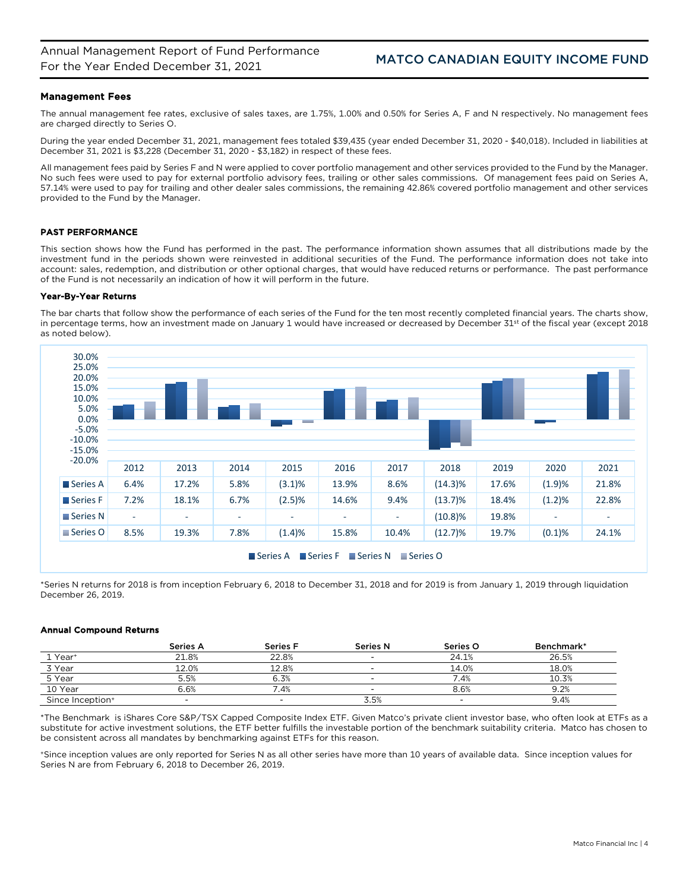## Management Fees

The annual management fee rates, exclusive of sales taxes, are 1.75%, 1.00% and 0.50% for Series A, F and N respectively. No management fees are charged directly to Series O.

During the year ended December 31, 2021, management fees totaled $39,435 (year ended December 31, 2020 - $40,018). Included in liabilities at December 31, 2021 is $3,228 (December 31, 2020 - $3,182) in respect of these fees.

All management fees paid by Series F and N were applied to cover portfolio management and other services provided to the Fund by the Manager. No such fees were used to pay for external portfolio advisory fees, trailing or other sales commissions. Of management fees paid on Series A, 57.14% were used to pay for trailing and other dealer sales commissions, the remaining 42.86% covered portfolio management and other services provided to the Fund by the Manager.

## PAST PERFORMANCE

This section shows how the Fund has performed in the past. The performance information shown assumes that all distributions made by the investment fund in the periods shown were reinvested in additional securities of the Fund. The performance information does not take into account: sales, redemption, and distribution or other optional charges, that would have reduced returns or performance. The past performance of the Fund is not necessarily an indication of how it will perform in the future.

### Year-By-Year Returns

The bar charts that follow show the performance of each series of the Fund for the ten most recently completed financial years. The charts show, in percentage terms, how an investment made on January 1 would have increased or decreased by December 31st of the fiscal year (except 2018 as noted below).

| | 2012 | 2013 | 2014 | 2015 | 2016 | 2017 | 2018 | 2019 | 2020 | 2021 |
|---|---|---|---|---|---|---|---|---|---|---|
| Series A | 6.4% | 17.2% | 5.8% | (3.1)% | 13.9% | 8.6% | (14.3)% | 17.6% | (1.9)% | 21.8% |
| Series F | 7.2% | 18.1% | 6.7% | (2.5)% | 14.6% | 9.4% | (13.7)% | 18.4% | (1.2)% | 22.8% |
| Series N | - | - | - | - | - | - | (10.8)% | 19.8% | - | - |
| Series O | 8.5% | 19.3% | 7.8% | (1.4)% | 15.8% | 10.4% | (12.7)% | 19.7% | (0.1)% | 24.1% |

*Series N returns for 2018 is from inception February 6, 2018 to December 31, 2018 and for 2019 is from January 1, 2019 through liquidation December 26, 2019.

### Annual Compound Returns

| | Series A | Series F | Series N | Series O | Benchmark* |
|---|---|---|---|---|---|
| 1 Year+ | 21.8% | 22.8% | - | 24.1% | 26.5% |
| 3 Year | 12.0% | 12.8% | - | 14.0% | 18.0% |
| 5 Year | 5.5% | 6.3% | - | 7.4% | 10.3% |
| 10 Year | 6.6% | 7.4% | - | 8.6% | 9.2% |
| Since Inception+ | - | - | 3.5% | - | 9.4% |

*The Benchmark is iShares Core S&P/TSX Capped Composite Index ETF. Given Matco's private client investor base, who often look at ETFs as a substitute for active investment solutions, the ETF better fulfills the investable portion of the benchmark suitability criteria. Matco has chosen to be consistent across all mandates by benchmarking against ETFs for this reason.

+Since inception values are only reported for Series N as all other series have more than 10 years of available data. Since inception values for Series N are from February 6, 2018 to December 26, 2019.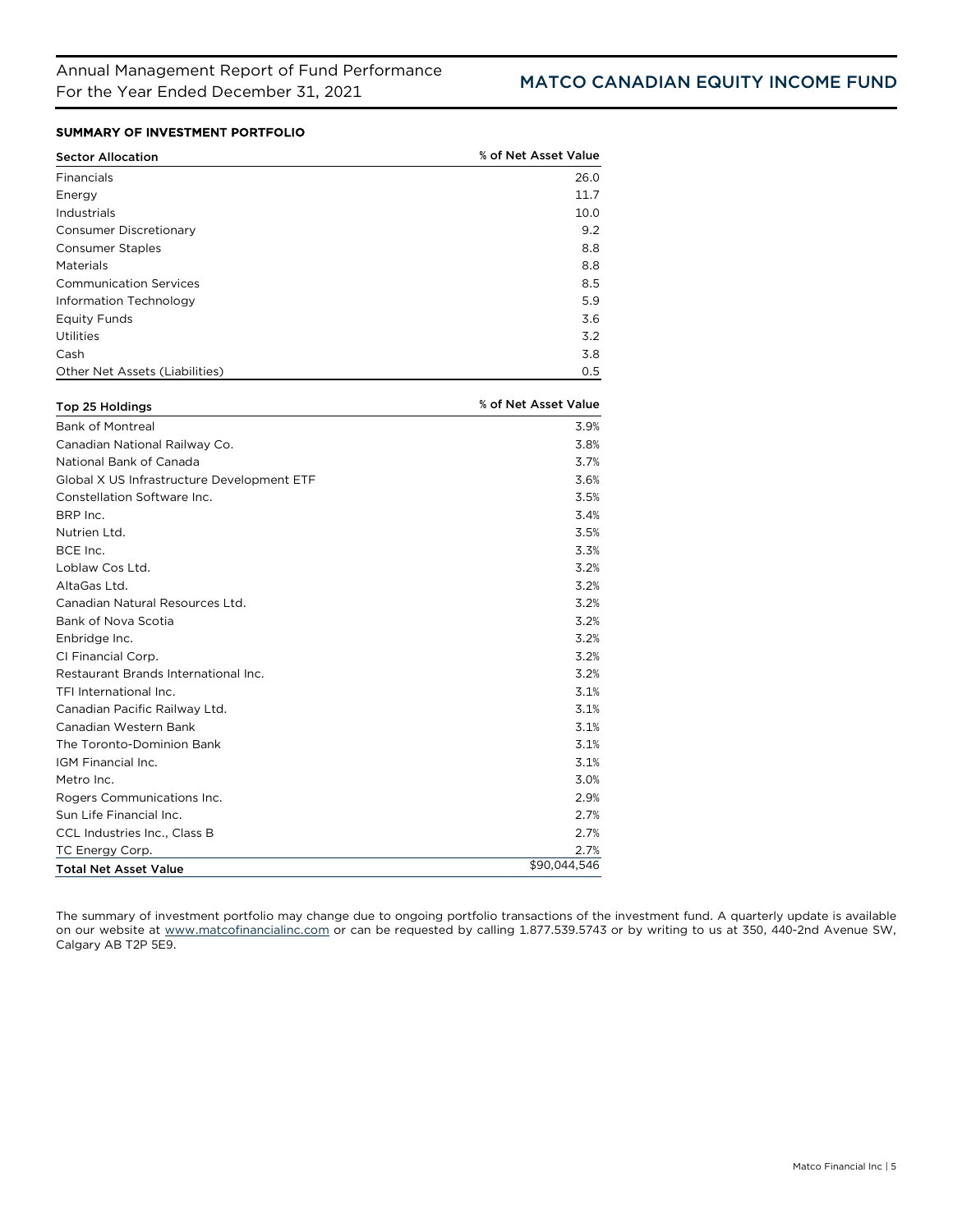## SUMMARY OF INVESTMENT PORTFOLIO

| Sector Allocation | % of Net Asset Value |
|---|---|
| Financials | 26.0 |
| Energy | 11.7 |
| Industrials | 10.0 |
| Consumer Discretionary | 9.2 |
| Consumer Staples | 8.8 |
| Materials | 8.8 |
| Communication Services | 8.5 |
| Information Technology | 5.9 |
| Equity Funds | 3.6 |
| Utilities | 3.2 |
| Cash | 3.8 |
| Other Net Assets (Liabilities) | 0.5 |

| Top 25 Holdings | % of Net Asset Value |
|---|---|
| Bank of Montreal | 3.9% |
| Canadian National Railway Co. | 3.8% |
| National Bank of Canada | 3.7% |
| Global X US Infrastructure Development ETF | 3.6% |
| Constellation Software Inc. | 3.5% |
| BRP Inc. | 3.4% |
| Nutrien Ltd. | 3.5% |
| BCE Inc. | 3.3% |
| Loblaw Cos Ltd. | 3.2% |
| AltaGas Ltd. | 3.2% |
| Canadian Natural Resources Ltd. | 3.2% |
| Bank of Nova Scotia | 3.2% |
| Enbridge Inc. | 3.2% |
| CI Financial Corp. | 3.2% |
| Restaurant Brands International Inc. | 3.2% |
| TFI International Inc. | 3.1% |
| Canadian Pacific Railway Ltd. | 3.1% |
| Canadian Western Bank | 3.1% |
| The Toronto-Dominion Bank | 3.1% |
| IGM Financial Inc. | 3.1% |
| Metro Inc. | 3.0% |
| Rogers Communications Inc. | 2.9% |
| Sun Life Financial Inc. | 2.7% |
| CCL Industries Inc., Class B | 2.7% |
| TC Energy Corp. | 2.7% |
| **Total Net Asset Value** | $90,044,546 |

The summary of investment portfolio may change due to ongoing portfolio transactions of the investment fund. A quarterly update is available on our website at www.matcofinancialinc.com or can be requested by calling 1.877.539.5743 or by writing to us at 350, 440-2nd Avenue SW, Calgary AB T2P 5E9.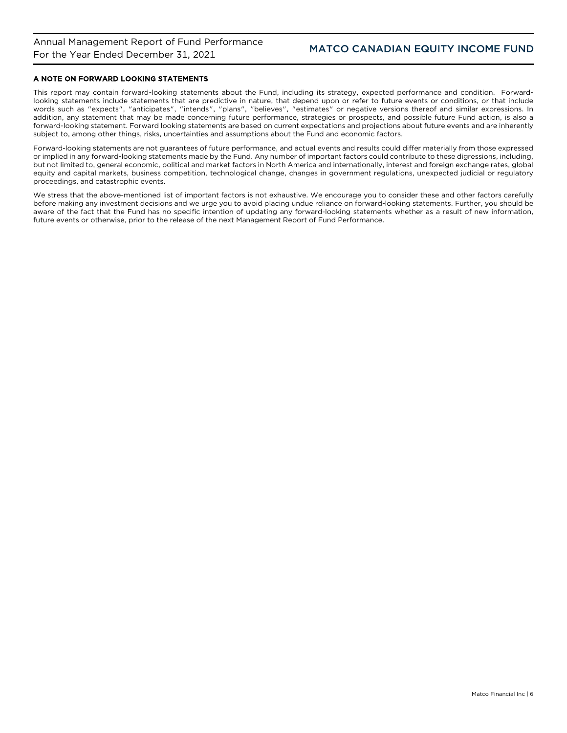## A NOTE ON FORWARD LOOKING STATEMENTS

This report may contain forward-looking statements about the Fund, including its strategy, expected performance and condition. Forward-looking statements include statements that are predictive in nature, that depend upon or refer to future events or conditions, or that include words such as "expects", "anticipates", "intends", "plans", "believes", "estimates" or negative versions thereof and similar expressions. In addition, any statement that may be made concerning future performance, strategies or prospects, and possible future Fund action, is also a forward-looking statement. Forward looking statements are based on current expectations and projections about future events and are inherently subject to, among other things, risks, uncertainties and assumptions about the Fund and economic factors.

Forward-looking statements are not guarantees of future performance, and actual events and results could differ materially from those expressed or implied in any forward-looking statements made by the Fund. Any number of important factors could contribute to these digressions, including, but not limited to, general economic, political and market factors in North America and internationally, interest and foreign exchange rates, global equity and capital markets, business competition, technological change, changes in government regulations, unexpected judicial or regulatory proceedings, and catastrophic events.

We stress that the above-mentioned list of important factors is not exhaustive. We encourage you to consider these and other factors carefully before making any investment decisions and we urge you to avoid placing undue reliance on forward-looking statements. Further, you should be aware of the fact that the Fund has no specific intention of updating any forward-looking statements whether as a result of new information, future events or otherwise, prior to the release of the next Management Report of Fund Performance.